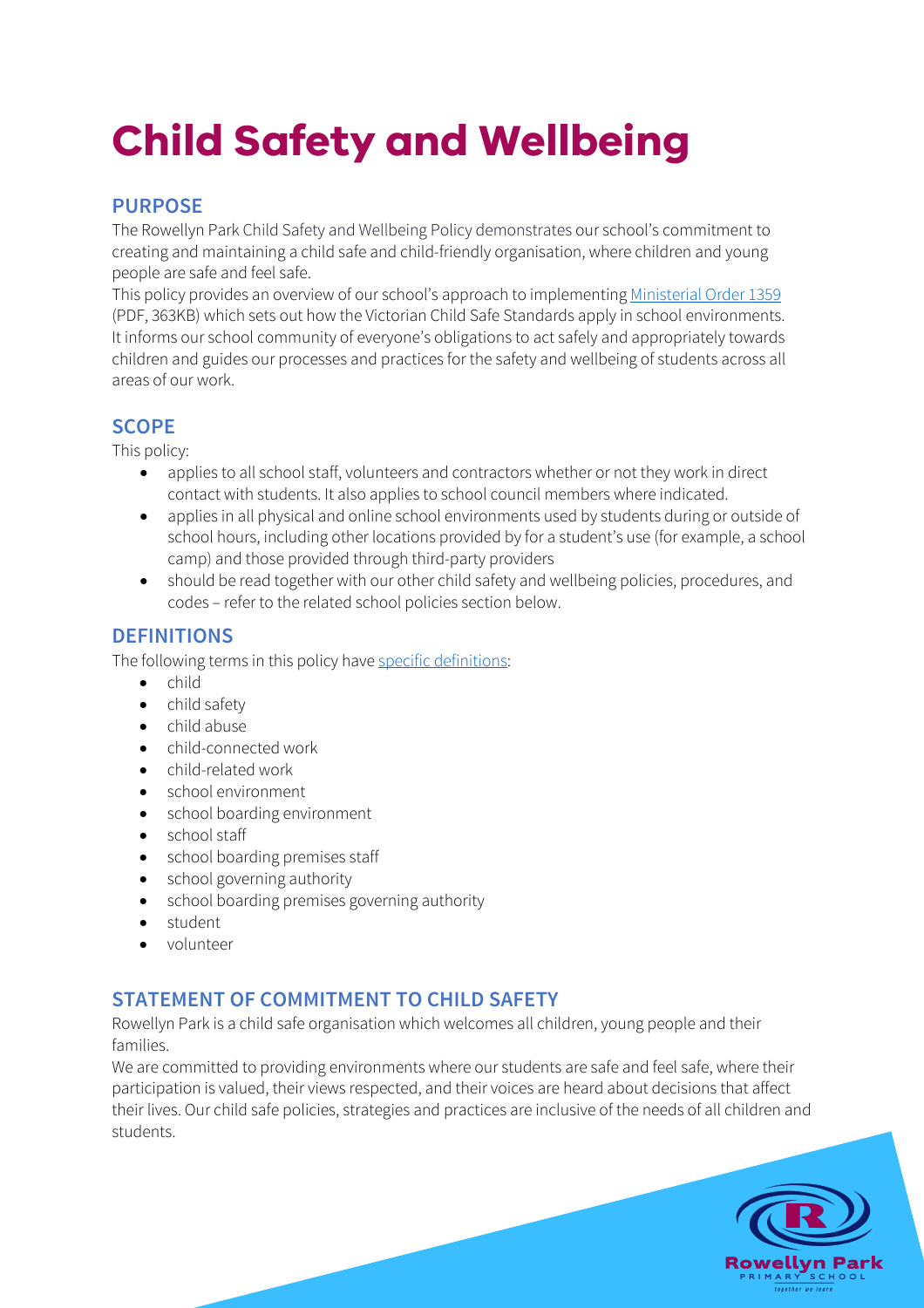# Child Safety and Wellbeing

## PURPOSE

The Rowellyn Park Child Safety and Wellbeing Policy demonstrates our school's commitment to creating and maintaining a child safe and child-friendly organisation, where children and young people are safe and feel safe.

This policy provides an overview of our school's approach to implementing Ministerial Order 1359 (PDF, 363KB) which sets out how the Victorian Child Safe Standards apply in school environments. It informs our school community of everyone's obligations to act safely and appropriately towards children and guides our processes and practices for the safety and wellbeing of students across all areas of our work.

## SCOPE

This policy:

- applies to all school staff, volunteers and contractors whether or not they work in direct contact with students. It also applies to school council members where indicated.
- applies in all physical and online school environments used by students during or outside of school hours, including other locations provided by for a student's use (for example, a school camp) and those provided through third-party providers
- should be read together with our other child safety and wellbeing policies, procedures, and codes – refer to the related school policies section below.

## DEFINITIONS

The following terms in this policy have specific definitions:

- child
- child safety
- child abuse
- child-connected work
- child-related work
- school environment
- school boarding environment
- school staff
- school boarding premises staff
- school governing authority
- school boarding premises governing authority
- student
- volunteer

## STATEMENT OF COMMITMENT TO CHILD SAFETY

Rowellyn Park is a child safe organisation which welcomes all children, young people and their families.

We are committed to providing environments where our students are safe and feel safe, where their participation is valued, their views respected, and their voices are heard about decisions that affect their lives. Our child safe policies, strategies and practices are inclusive of the needs of all children and students.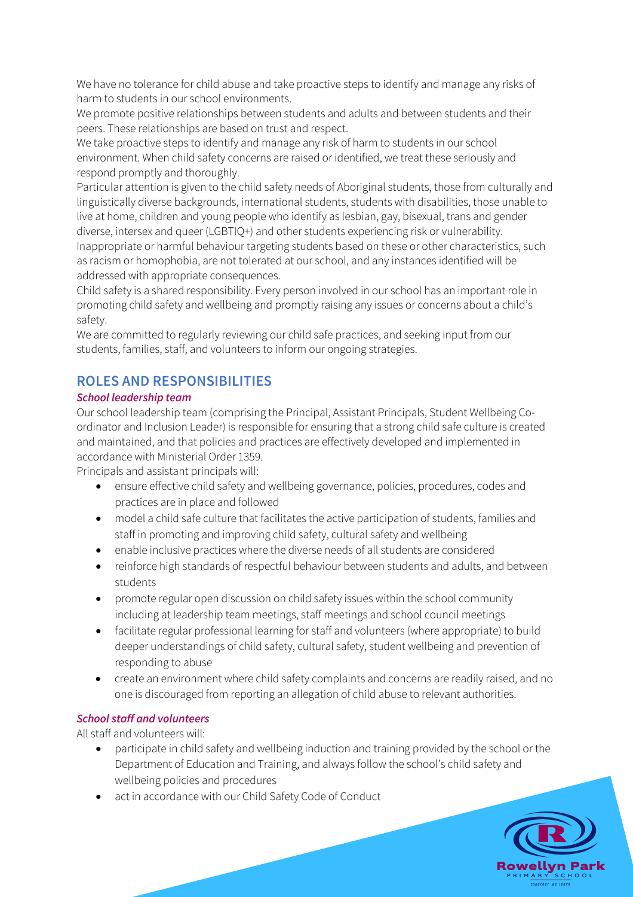We have no tolerance for child abuse and take proactive steps to identify and manage any risks of harm to students in our school environments.

We promote positive relationships between students and adults and between students and their peers. These relationships are based on trust and respect.

We take proactive steps to identify and manage any risk of harm to students in our school environment. When child safety concerns are raised or identified, we treat these seriously and respond promptly and thoroughly.

Particular attention is given to the child safety needs of Aboriginal students, those from culturally and linguistically diverse backgrounds, international students, students with disabilities, those unable to live at home, children and young people who identify as lesbian, gay, bisexual, trans and gender diverse, intersex and queer (LGBTIQ+) and other students experiencing risk or vulnerability.

Inappropriate or harmful behaviour targeting students based on these or other characteristics, such as racism or homophobia, are not tolerated at our school, and any instances identified will be addressed with appropriate consequences.

Child safety is a shared responsibility. Every person involved in our school has an important role in promoting child safety and wellbeing and promptly raising any issues or concerns about a child's safety.

We are committed to regularly reviewing our child safe practices, and seeking input from our students, families, staff, and volunteers to inform our ongoing strategies.

## ROLES AND RESPONSIBILITIES

### *School leadership team*

Our school leadership team (comprising the Principal, Assistant Principals, Student Wellbeing Co-ordinator and Inclusion Leader) is responsible for ensuring that a strong child safe culture is created and maintained, and that policies and practices are effectively developed and implemented in accordance with Ministerial Order 1359.

Principals and assistant principals will:

- ensure effective child safety and wellbeing governance, policies, procedures, codes and practices are in place and followed
- model a child safe culture that facilitates the active participation of students, families and staff in promoting and improving child safety, cultural safety and wellbeing
- enable inclusive practices where the diverse needs of all students are considered
- reinforce high standards of respectful behaviour between students and adults, and between students
- promote regular open discussion on child safety issues within the school community including at leadership team meetings, staff meetings and school council meetings
- facilitate regular professional learning for staff and volunteers (where appropriate) to build deeper understandings of child safety, cultural safety, student wellbeing and prevention of responding to abuse
- create an environment where child safety complaints and concerns are readily raised, and no one is discouraged from reporting an allegation of child abuse to relevant authorities.

### *School staff and volunteers*

All staff and volunteers will:

- participate in child safety and wellbeing induction and training provided by the school or the Department of Education and Training, and always follow the school's child safety and wellbeing policies and procedures
- act in accordance with our Child Safety Code of Conduct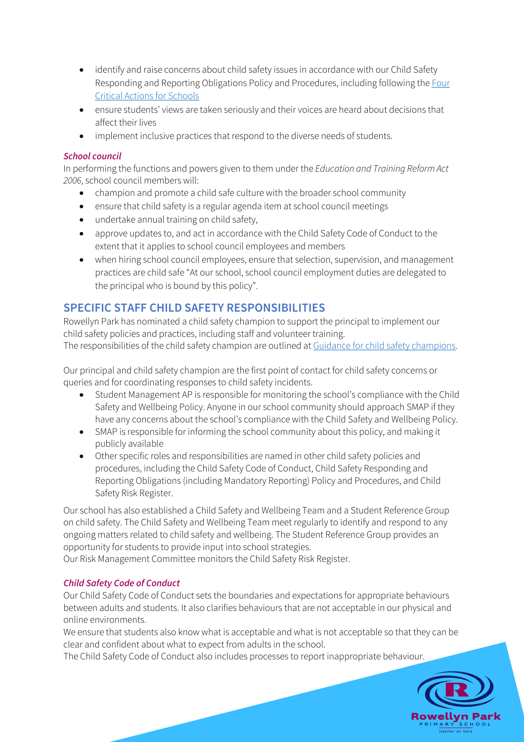- identify and raise concerns about child safety issues in accordance with our Child Safety Responding and Reporting Obligations Policy and Procedures, including following the [Four Critical Actions for Schools](#)
- ensure students' views are taken seriously and their voices are heard about decisions that affect their lives
- implement inclusive practices that respond to the diverse needs of students.

### *School council*

In performing the functions and powers given to them under the *Education and Training Reform Act 2006*, school council members will:

- champion and promote a child safe culture with the broader school community
- ensure that child safety is a regular agenda item at school council meetings
- undertake annual training on child safety,
- approve updates to, and act in accordance with the Child Safety Code of Conduct to the extent that it applies to school council employees and members
- when hiring school council employees, ensure that selection, supervision, and management practices are child safe "At our school, school council employment duties are delegated to the principal who is bound by this policy".

## SPECIFIC STAFF CHILD SAFETY RESPONSIBILITIES

Rowellyn Park has nominated a child safety champion to support the principal to implement our child safety policies and practices, including staff and volunteer training.
The responsibilities of the child safety champion are outlined at [Guidance for child safety champions](#).

Our principal and child safety champion are the first point of contact for child safety concerns or queries and for coordinating responses to child safety incidents.

- Student Management AP is responsible for monitoring the school's compliance with the Child Safety and Wellbeing Policy. Anyone in our school community should approach SMAP if they have any concerns about the school's compliance with the Child Safety and Wellbeing Policy.
- SMAP is responsible for informing the school community about this policy, and making it publicly available
- Other specific roles and responsibilities are named in other child safety policies and procedures, including the Child Safety Code of Conduct, Child Safety Responding and Reporting Obligations (including Mandatory Reporting) Policy and Procedures, and Child Safety Risk Register.

Our school has also established a Child Safety and Wellbeing Team and a Student Reference Group on child safety. The Child Safety and Wellbeing Team meet regularly to identify and respond to any ongoing matters related to child safety and wellbeing. The Student Reference Group provides an opportunity for students to provide input into school strategies.
Our Risk Management Committee monitors the Child Safety Risk Register.

### *Child Safety Code of Conduct*

Our Child Safety Code of Conduct sets the boundaries and expectations for appropriate behaviours between adults and students. It also clarifies behaviours that are not acceptable in our physical and online environments.
We ensure that students also know what is acceptable and what is not acceptable so that they can be clear and confident about what to expect from adults in the school.
The Child Safety Code of Conduct also includes processes to report inappropriate behaviour.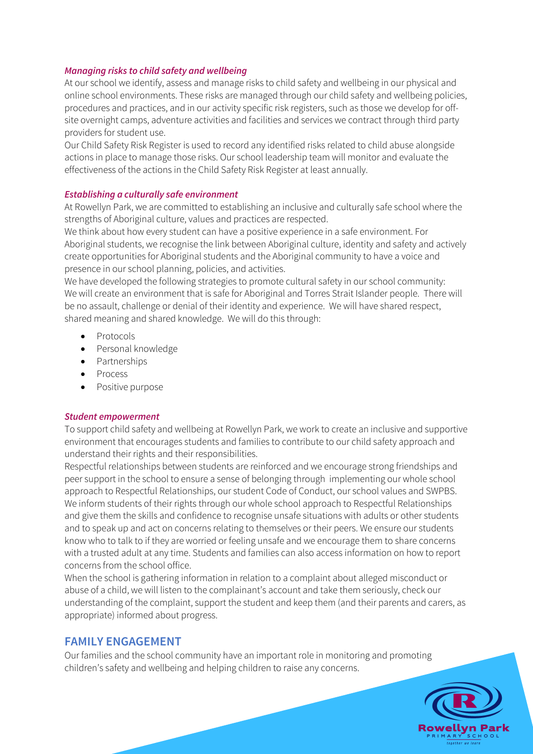### *Managing risks to child safety and wellbeing*

At our school we identify, assess and manage risks to child safety and wellbeing in our physical and online school environments. These risks are managed through our child safety and wellbeing policies, procedures and practices, and in our activity specific risk registers, such as those we develop for off-site overnight camps, adventure activities and facilities and services we contract through third party providers for student use.

Our Child Safety Risk Register is used to record any identified risks related to child abuse alongside actions in place to manage those risks. Our school leadership team will monitor and evaluate the effectiveness of the actions in the Child Safety Risk Register at least annually.

### *Establishing a culturally safe environment*

At Rowellyn Park, we are committed to establishing an inclusive and culturally safe school where the strengths of Aboriginal culture, values and practices are respected.

We think about how every student can have a positive experience in a safe environment. For Aboriginal students, we recognise the link between Aboriginal culture, identity and safety and actively create opportunities for Aboriginal students and the Aboriginal community to have a voice and presence in our school planning, policies, and activities.

We have developed the following strategies to promote cultural safety in our school community: We will create an environment that is safe for Aboriginal and Torres Strait Islander people. There will be no assault, challenge or denial of their identity and experience. We will have shared respect, shared meaning and shared knowledge. We will do this through:

- Protocols
- Personal knowledge
- Partnerships
- Process
- Positive purpose

### *Student empowerment*

To support child safety and wellbeing at Rowellyn Park, we work to create an inclusive and supportive environment that encourages students and families to contribute to our child safety approach and understand their rights and their responsibilities.

Respectful relationships between students are reinforced and we encourage strong friendships and peer support in the school to ensure a sense of belonging through implementing our whole school approach to Respectful Relationships, our student Code of Conduct, our school values and SWPBS.

We inform students of their rights through our whole school approach to Respectful Relationships and give them the skills and confidence to recognise unsafe situations with adults or other students and to speak up and act on concerns relating to themselves or their peers. We ensure our students know who to talk to if they are worried or feeling unsafe and we encourage them to share concerns with a trusted adult at any time. Students and families can also access information on how to report concerns from the school office.

When the school is gathering information in relation to a complaint about alleged misconduct or abuse of a child, we will listen to the complainant's account and take them seriously, check our understanding of the complaint, support the student and keep them (and their parents and carers, as appropriate) informed about progress.

## FAMILY ENGAGEMENT

Our families and the school community have an important role in monitoring and promoting children's safety and wellbeing and helping children to raise any concerns.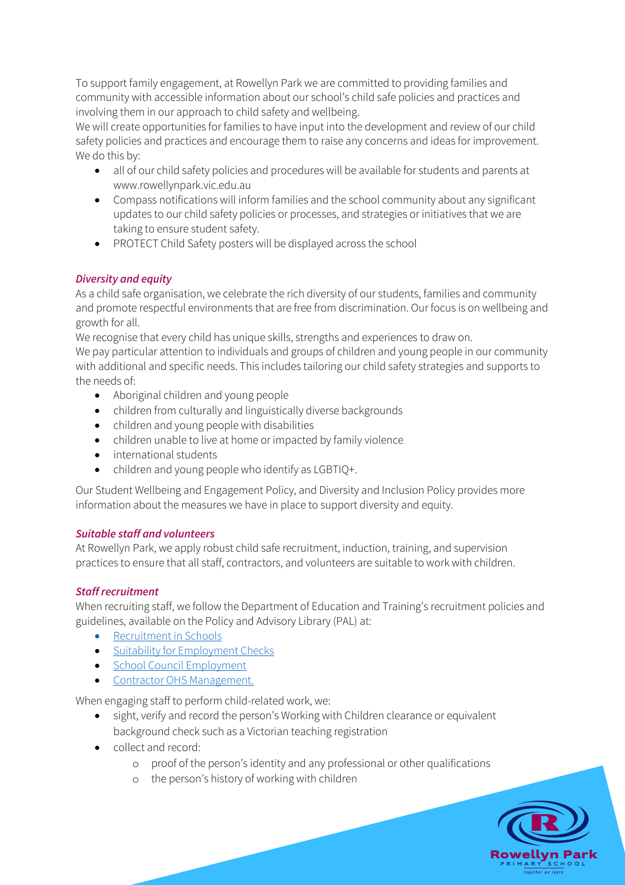To support family engagement, at Rowellyn Park we are committed to providing families and community with accessible information about our school's child safe policies and practices and involving them in our approach to child safety and wellbeing.

We will create opportunities for families to have input into the development and review of our child safety policies and practices and encourage them to raise any concerns and ideas for improvement. We do this by:

- all of our child safety policies and procedures will be available for students and parents at www.rowellynpark.vic.edu.au
- Compass notifications will inform families and the school community about any significant updates to our child safety policies or processes, and strategies or initiatives that we are taking to ensure student safety.
- PROTECT Child Safety posters will be displayed across the school

### *Diversity and equity*

As a child safe organisation, we celebrate the rich diversity of our students, families and community and promote respectful environments that are free from discrimination. Our focus is on wellbeing and growth for all.

We recognise that every child has unique skills, strengths and experiences to draw on.

We pay particular attention to individuals and groups of children and young people in our community with additional and specific needs. This includes tailoring our child safety strategies and supports to the needs of:

- Aboriginal children and young people
- children from culturally and linguistically diverse backgrounds
- children and young people with disabilities
- children unable to live at home or impacted by family violence
- international students
- children and young people who identify as LGBTIQ+.

Our Student Wellbeing and Engagement Policy, and Diversity and Inclusion Policy provides more information about the measures we have in place to support diversity and equity.

### *Suitable staff and volunteers*

At Rowellyn Park, we apply robust child safe recruitment, induction, training, and supervision practices to ensure that all staff, contractors, and volunteers are suitable to work with children.

### *Staff recruitment*

When recruiting staff, we follow the Department of Education and Training's recruitment policies and guidelines, available on the Policy and Advisory Library (PAL) at:

- Recruitment in Schools
- Suitability for Employment Checks
- School Council Employment
- Contractor OHS Management.

When engaging staff to perform child-related work, we:

- sight, verify and record the person's Working with Children clearance or equivalent background check such as a Victorian teaching registration
- collect and record:
  - proof of the person's identity and any professional or other qualifications
  - the person's history of working with children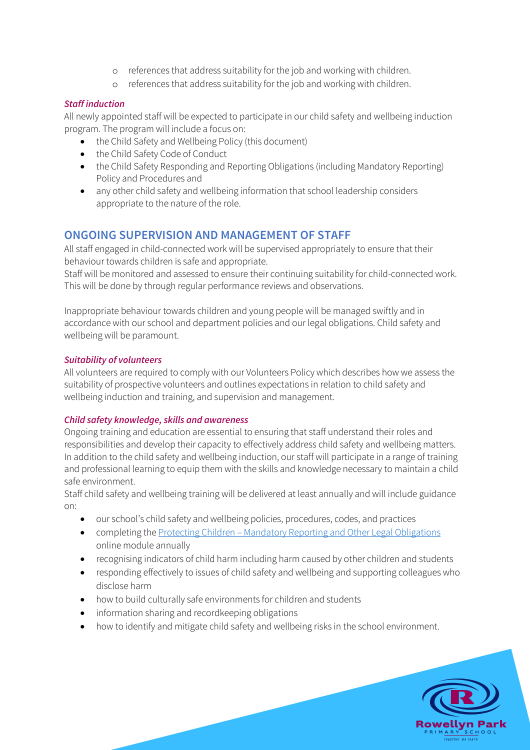- references that address suitability for the job and working with children.
- references that address suitability for the job and working with children.

### *Staff induction*

All newly appointed staff will be expected to participate in our child safety and wellbeing induction program. The program will include a focus on:

- the Child Safety and Wellbeing Policy (this document)
- the Child Safety Code of Conduct
- the Child Safety Responding and Reporting Obligations (including Mandatory Reporting) Policy and Procedures and
- any other child safety and wellbeing information that school leadership considers appropriate to the nature of the role.

## ONGOING SUPERVISION AND MANAGEMENT OF STAFF

All staff engaged in child-connected work will be supervised appropriately to ensure that their behaviour towards children is safe and appropriate.

Staff will be monitored and assessed to ensure their continuing suitability for child-connected work. This will be done by through regular performance reviews and observations.

Inappropriate behaviour towards children and young people will be managed swiftly and in accordance with our school and department policies and our legal obligations. Child safety and wellbeing will be paramount.

### *Suitability of volunteers*

All volunteers are required to comply with our Volunteers Policy which describes how we assess the suitability of prospective volunteers and outlines expectations in relation to child safety and wellbeing induction and training, and supervision and management.

### *Child safety knowledge, skills and awareness*

Ongoing training and education are essential to ensuring that staff understand their roles and responsibilities and develop their capacity to effectively address child safety and wellbeing matters. In addition to the child safety and wellbeing induction, our staff will participate in a range of training and professional learning to equip them with the skills and knowledge necessary to maintain a child safe environment.

Staff child safety and wellbeing training will be delivered at least annually and will include guidance on:

- our school's child safety and wellbeing policies, procedures, codes, and practices
- completing the Protecting Children – Mandatory Reporting and Other Legal Obligations online module annually
- recognising indicators of child harm including harm caused by other children and students
- responding effectively to issues of child safety and wellbeing and supporting colleagues who disclose harm
- how to build culturally safe environments for children and students
- information sharing and recordkeeping obligations
- how to identify and mitigate child safety and wellbeing risks in the school environment.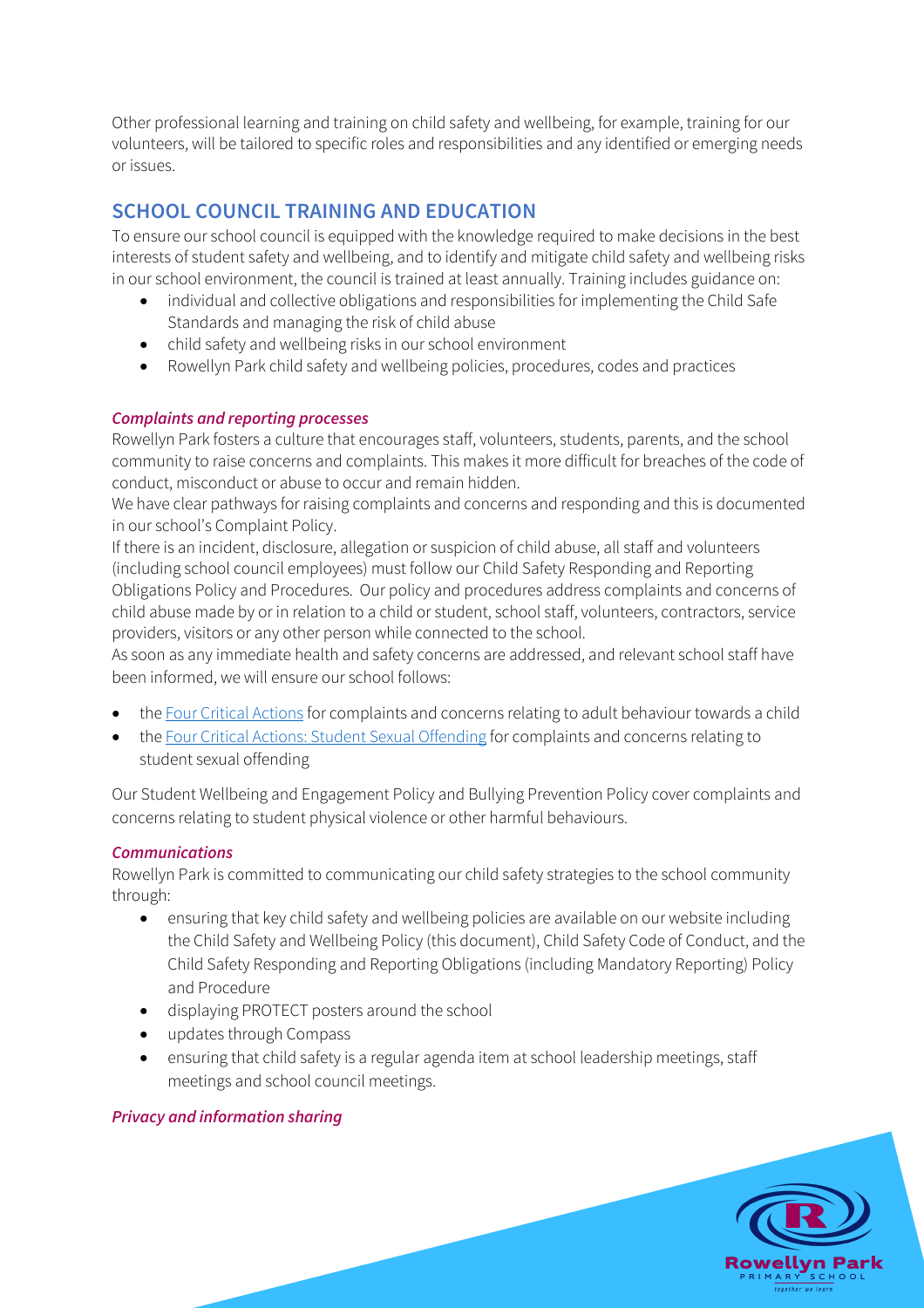Other professional learning and training on child safety and wellbeing, for example, training for our volunteers, will be tailored to specific roles and responsibilities and any identified or emerging needs or issues.

## SCHOOL COUNCIL TRAINING AND EDUCATION

To ensure our school council is equipped with the knowledge required to make decisions in the best interests of student safety and wellbeing, and to identify and mitigate child safety and wellbeing risks in our school environment, the council is trained at least annually. Training includes guidance on:

- individual and collective obligations and responsibilities for implementing the Child Safe Standards and managing the risk of child abuse
- child safety and wellbeing risks in our school environment
- Rowellyn Park child safety and wellbeing policies, procedures, codes and practices

### *Complaints and reporting processes*

Rowellyn Park fosters a culture that encourages staff, volunteers, students, parents, and the school community to raise concerns and complaints. This makes it more difficult for breaches of the code of conduct, misconduct or abuse to occur and remain hidden.

We have clear pathways for raising complaints and concerns and responding and this is documented in our school's Complaint Policy.

If there is an incident, disclosure, allegation or suspicion of child abuse, all staff and volunteers (including school council employees) must follow our Child Safety Responding and Reporting Obligations Policy and Procedures. Our policy and procedures address complaints and concerns of child abuse made by or in relation to a child or student, school staff, volunteers, contractors, service providers, visitors or any other person while connected to the school.

As soon as any immediate health and safety concerns are addressed, and relevant school staff have been informed, we will ensure our school follows:

- the Four Critical Actions for complaints and concerns relating to adult behaviour towards a child
- the Four Critical Actions: Student Sexual Offending for complaints and concerns relating to student sexual offending

Our Student Wellbeing and Engagement Policy and Bullying Prevention Policy cover complaints and concerns relating to student physical violence or other harmful behaviours.

### *Communications*

Rowellyn Park is committed to communicating our child safety strategies to the school community through:

- ensuring that key child safety and wellbeing policies are available on our website including the Child Safety and Wellbeing Policy (this document), Child Safety Code of Conduct, and the Child Safety Responding and Reporting Obligations (including Mandatory Reporting) Policy and Procedure
- displaying PROTECT posters around the school
- updates through Compass
- ensuring that child safety is a regular agenda item at school leadership meetings, staff meetings and school council meetings.

### *Privacy and information sharing*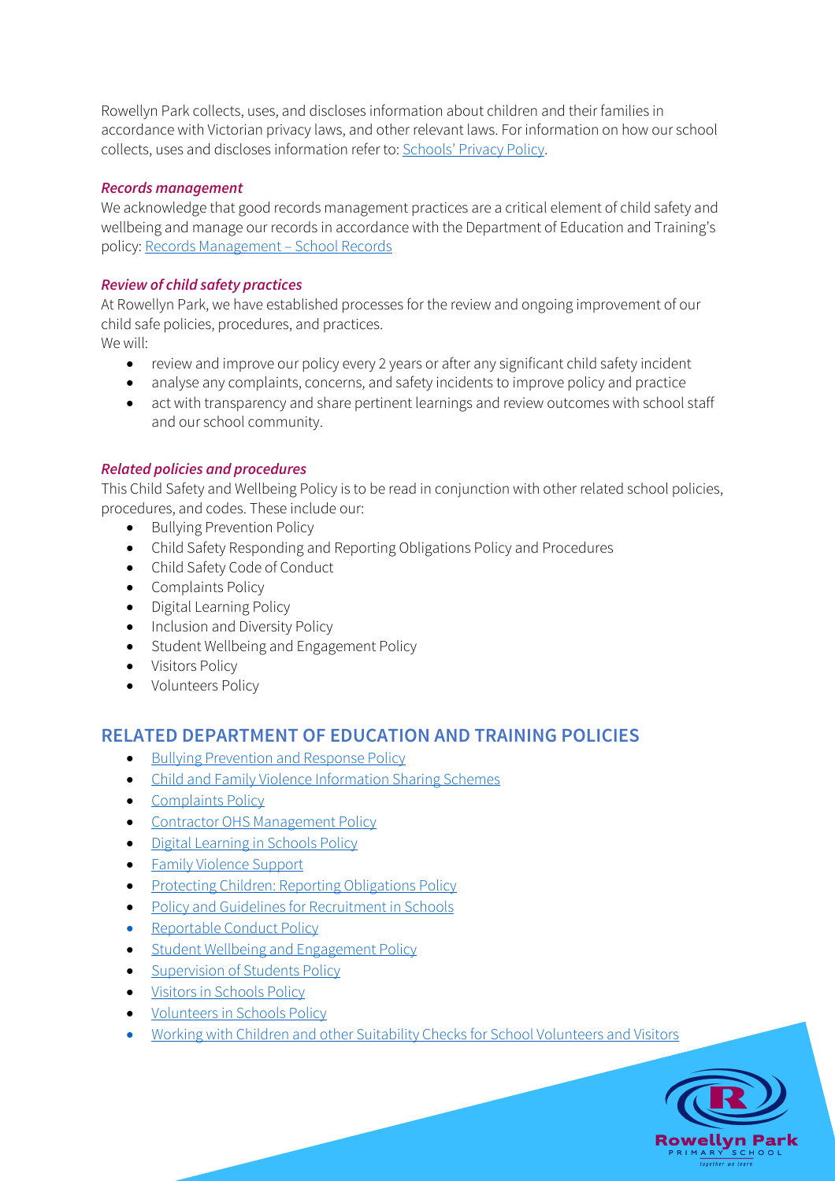Rowellyn Park collects, uses, and discloses information about children and their families in accordance with Victorian privacy laws, and other relevant laws. For information on how our school collects, uses and discloses information refer to: [Schools' Privacy Policy](#).

### *Records management*

We acknowledge that good records management practices are a critical element of child safety and wellbeing and manage our records in accordance with the Department of Education and Training's policy: [Records Management – School Records](#)

### *Review of child safety practices*

At Rowellyn Park, we have established processes for the review and ongoing improvement of our child safe policies, procedures, and practices.

We will:

- review and improve our policy every 2 years or after any significant child safety incident
- analyse any complaints, concerns, and safety incidents to improve policy and practice
- act with transparency and share pertinent learnings and review outcomes with school staff and our school community.

### *Related policies and procedures*

This Child Safety and Wellbeing Policy is to be read in conjunction with other related school policies, procedures, and codes. These include our:

- Bullying Prevention Policy
- Child Safety Responding and Reporting Obligations Policy and Procedures
- Child Safety Code of Conduct
- Complaints Policy
- Digital Learning Policy
- Inclusion and Diversity Policy
- Student Wellbeing and Engagement Policy
- Visitors Policy
- Volunteers Policy

## RELATED DEPARTMENT OF EDUCATION AND TRAINING POLICIES

- [Bullying Prevention and Response Policy](#)
- [Child and Family Violence Information Sharing Schemes](#)
- [Complaints Policy](#)
- [Contractor OHS Management Policy](#)
- [Digital Learning in Schools Policy](#)
- [Family Violence Support](#)
- [Protecting Children: Reporting Obligations Policy](#)
- [Policy and Guidelines for Recruitment in Schools](#)
- [Reportable Conduct Policy](#)
- [Student Wellbeing and Engagement Policy](#)
- [Supervision of Students Policy](#)
- [Visitors in Schools Policy](#)
- [Volunteers in Schools Policy](#)
- [Working with Children and other Suitability Checks for School Volunteers and Visitors](#)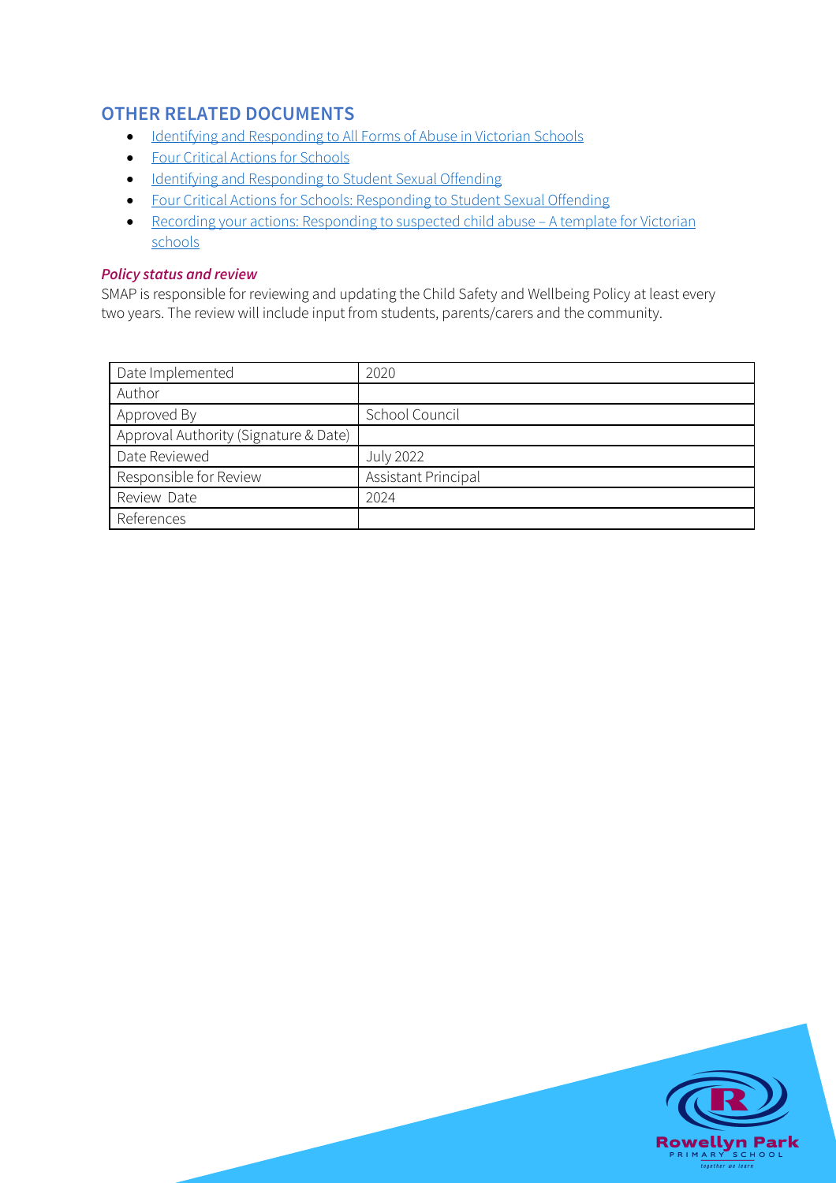## OTHER RELATED DOCUMENTS

- Identifying and Responding to All Forms of Abuse in Victorian Schools
- Four Critical Actions for Schools
- Identifying and Responding to Student Sexual Offending
- Four Critical Actions for Schools: Responding to Student Sexual Offending
- Recording your actions: Responding to suspected child abuse – A template for Victorian schools

***Policy status and review***

SMAP is responsible for reviewing and updating the Child Safety and Wellbeing Policy at least every two years. The review will include input from students, parents/carers and the community.

| | |
|---|---|
| Date Implemented | 2020 |
| Author | |
| Approved By | School Council |
| Approval Authority (Signature & Date) | |
| Date Reviewed | July 2022 |
| Responsible for Review | Assistant Principal |
| Review Date | 2024 |
| References | |